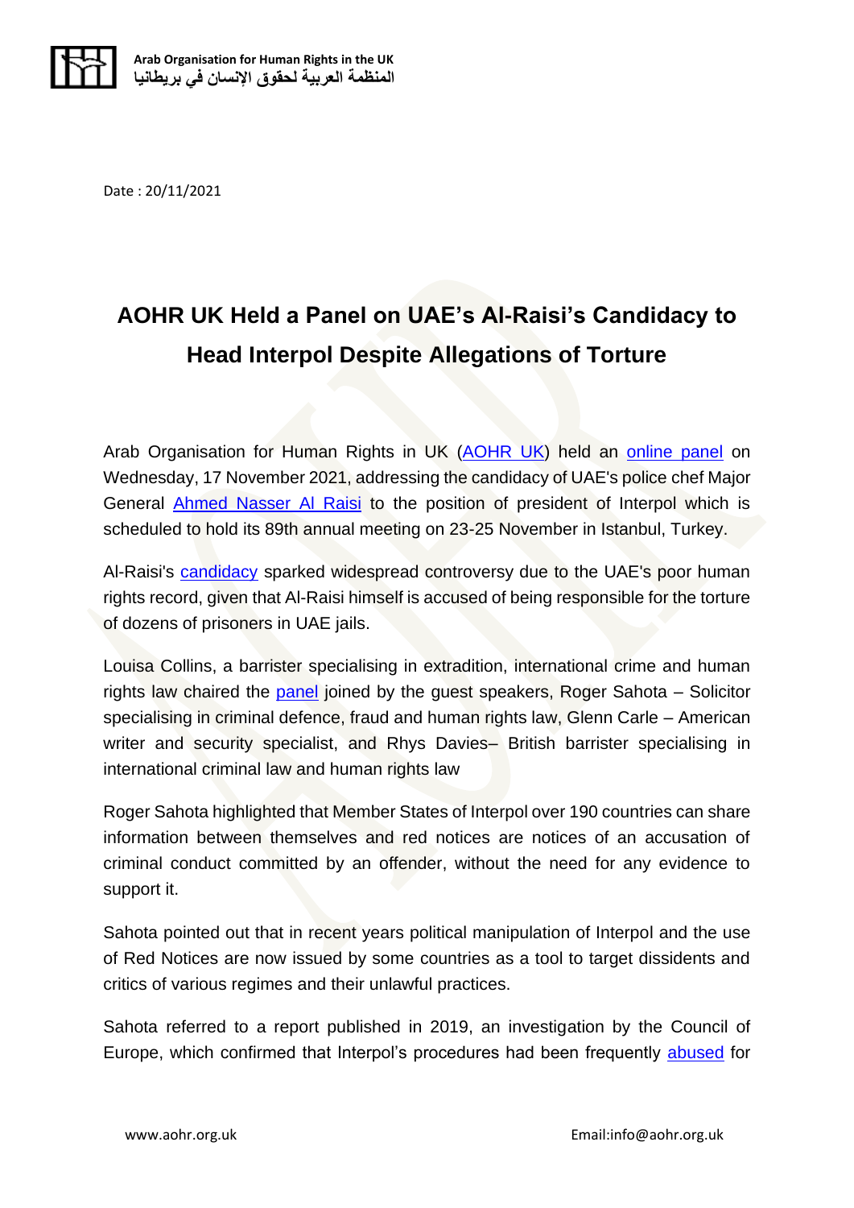Date : 20/11/2021

# AOHR UK Held a Panel on UAE's Al-Raisi's Candidacy to Head Interpol Despite Allegations of Torture

Arab Organisation for Human Rights in UK (AOHR UK) held an online panel on Wednesday, 17 November 2021, addressing the candidacy of UAE's police chef Major General Ahmed Nasser Al Raisi to the position of president of Interpol which is scheduled to hold its 89th annual meeting on 23-25 November in Istanbul, Turkey.

Al-Raisi's candidacy sparked widespread controversy due to the UAE's poor human rights record, given that Al-Raisi himself is accused of being responsible for the torture of dozens of prisoners in UAE jails.

Louisa Collins, a barrister specialising in extradition, international crime and human rights law chaired the panel joined by the guest speakers, Roger Sahota – Solicitor specialising in criminal defence, fraud and human rights law, Glenn Carle – American writer and security specialist, and Rhys Davies– British barrister specialising in international criminal law and human rights law

Roger Sahota highlighted that Member States of Interpol over 190 countries can share information between themselves and red notices are notices of an accusation of criminal conduct committed by an offender, without the need for any evidence to support it.

Sahota pointed out that in recent years political manipulation of Interpol and the use of Red Notices are now issued by some countries as a tool to target dissidents and critics of various regimes and their unlawful practices.

Sahota referred to a report published in 2019, an investigation by the Council of Europe, which confirmed that Interpol's procedures had been frequently abused for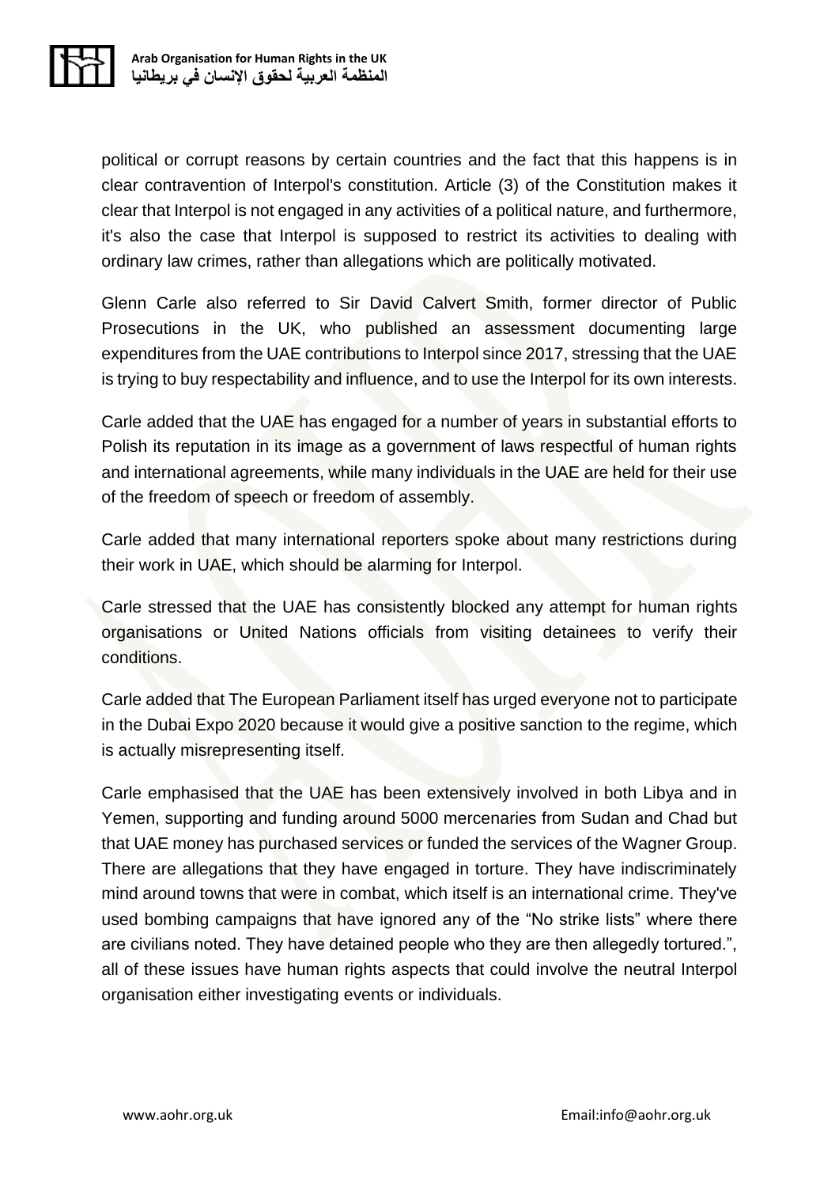political or corrupt reasons by certain countries and the fact that this happens is in clear contravention of Interpol's constitution. Article (3) of the Constitution makes it clear that Interpol is not engaged in any activities of a political nature, and furthermore, it's also the case that Interpol is supposed to restrict its activities to dealing with ordinary law crimes, rather than allegations which are politically motivated.

Glenn Carle also referred to Sir David Calvert Smith, former director of Public Prosecutions in the UK, who published an assessment documenting large expenditures from the UAE contributions to Interpol since 2017, stressing that the UAE is trying to buy respectability and influence, and to use the Interpol for its own interests.

Carle added that the UAE has engaged for a number of years in substantial efforts to Polish its reputation in its image as a government of laws respectful of human rights and international agreements, while many individuals in the UAE are held for their use of the freedom of speech or freedom of assembly.

Carle added that many international reporters spoke about many restrictions during their work in UAE, which should be alarming for Interpol.

Carle stressed that the UAE has consistently blocked any attempt for human rights organisations or United Nations officials from visiting detainees to verify their conditions.

Carle added that The European Parliament itself has urged everyone not to participate in the Dubai Expo 2020 because it would give a positive sanction to the regime, which is actually misrepresenting itself.

Carle emphasised that the UAE has been extensively involved in both Libya and in Yemen, supporting and funding around 5000 mercenaries from Sudan and Chad but that UAE money has purchased services or funded the services of the Wagner Group. There are allegations that they have engaged in torture. They have indiscriminately mind around towns that were in combat, which itself is an international crime. They've used bombing campaigns that have ignored any of the "No strike lists" where there are civilians noted. They have detained people who they are then allegedly tortured.", all of these issues have human rights aspects that could involve the neutral Interpol organisation either investigating events or individuals.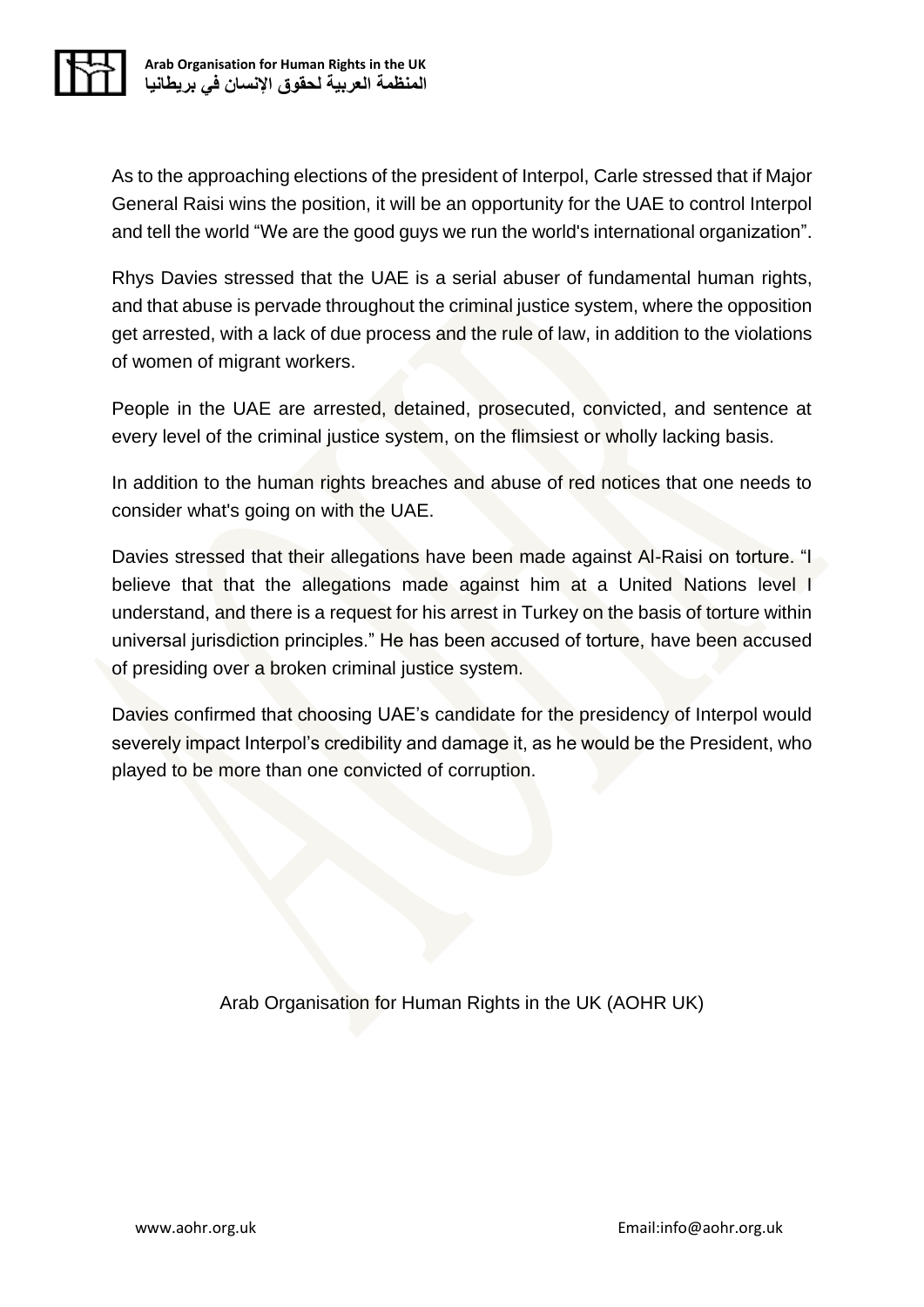As to the approaching elections of the president of Interpol, Carle stressed that if Major General Raisi wins the position, it will be an opportunity for the UAE to control Interpol and tell the world "We are the good guys we run the world's international organization".

Rhys Davies stressed that the UAE is a serial abuser of fundamental human rights, and that abuse is pervade throughout the criminal justice system, where the opposition get arrested, with a lack of due process and the rule of law, in addition to the violations of women of migrant workers.

People in the UAE are arrested, detained, prosecuted, convicted, and sentence at every level of the criminal justice system, on the flimsiest or wholly lacking basis.

In addition to the human rights breaches and abuse of red notices that one needs to consider what's going on with the UAE.

Davies stressed that their allegations have been made against Al-Raisi on torture. "I believe that that the allegations made against him at a United Nations level I understand, and there is a request for his arrest in Turkey on the basis of torture within universal jurisdiction principles." He has been accused of torture, have been accused of presiding over a broken criminal justice system.

Davies confirmed that choosing UAE's candidate for the presidency of Interpol would severely impact Interpol's credibility and damage it, as he would be the President, who played to be more than one convicted of corruption.

Arab Organisation for Human Rights in the UK (AOHR UK)